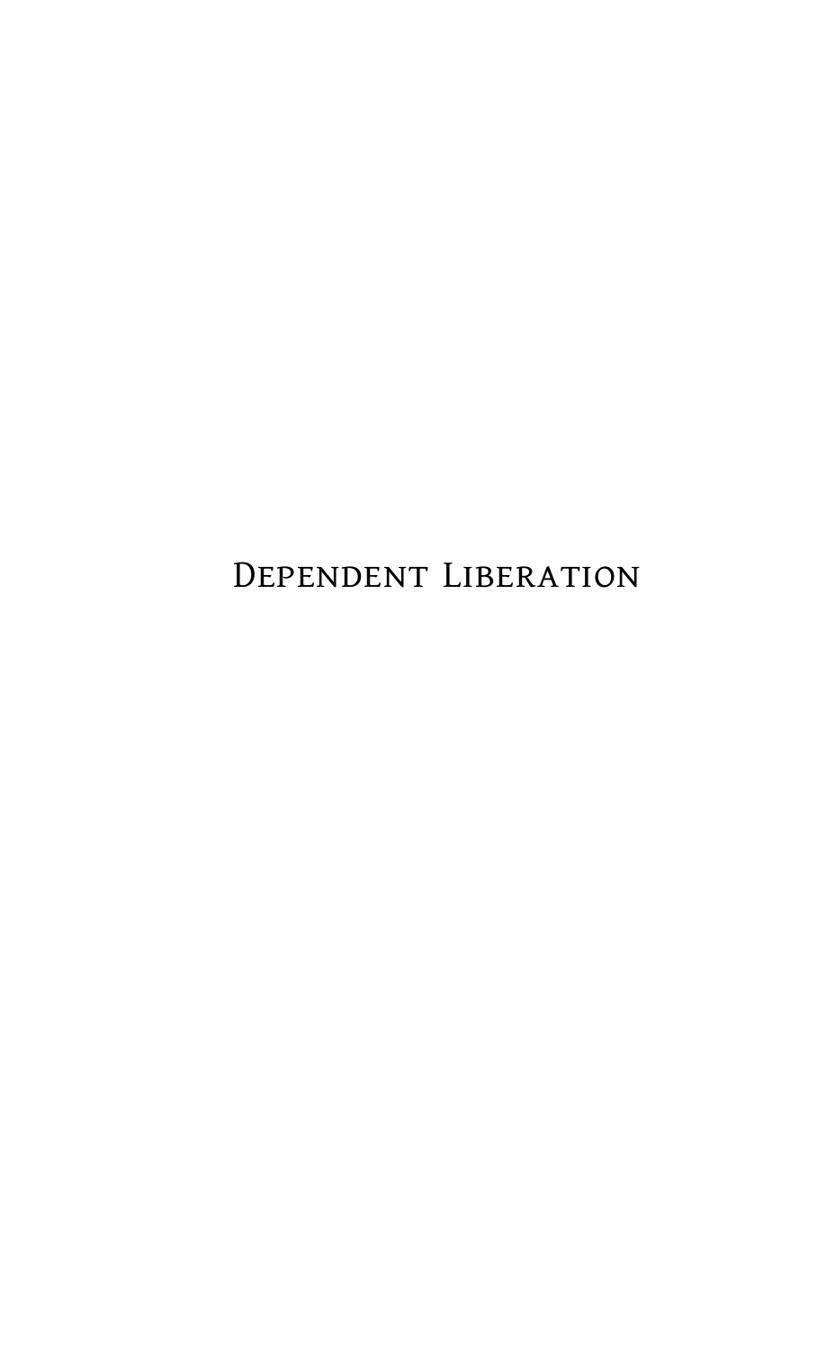# Dependent Liberation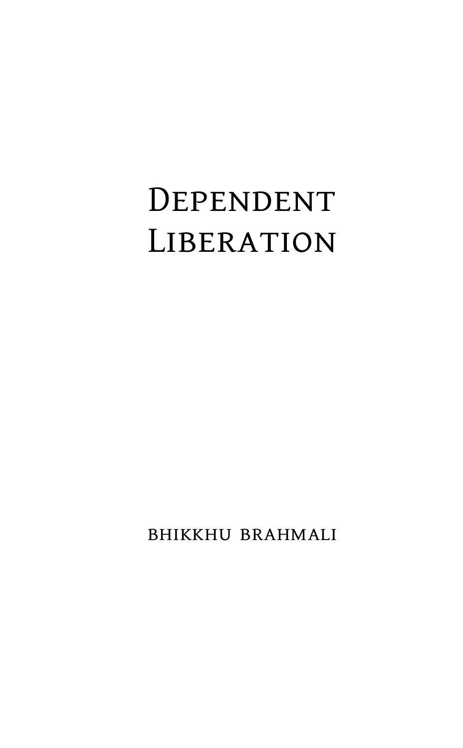# Dependent Liberation

bhikkhu brahmali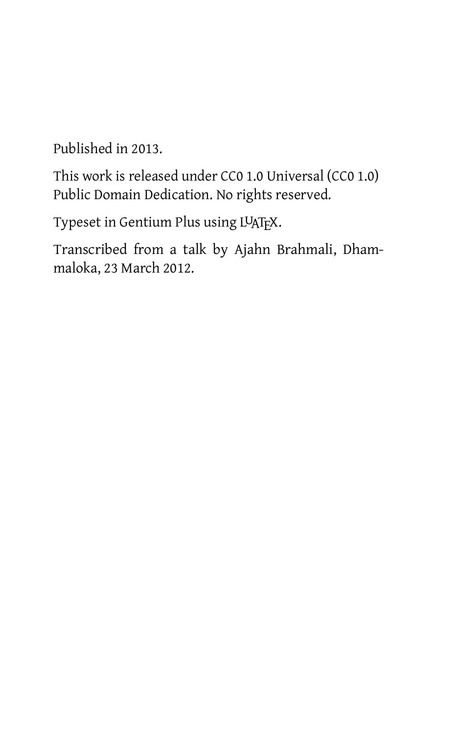Published in 2013.

This work is released under CC0 1.0 Universal (CC0 1.0) Public Domain Dedication. No rights reserved.

Typeset in Gentium Plus using LuaTeX.

Transcribed from a talk by Ajahn Brahmali, Dhammaloka, 23 March 2012.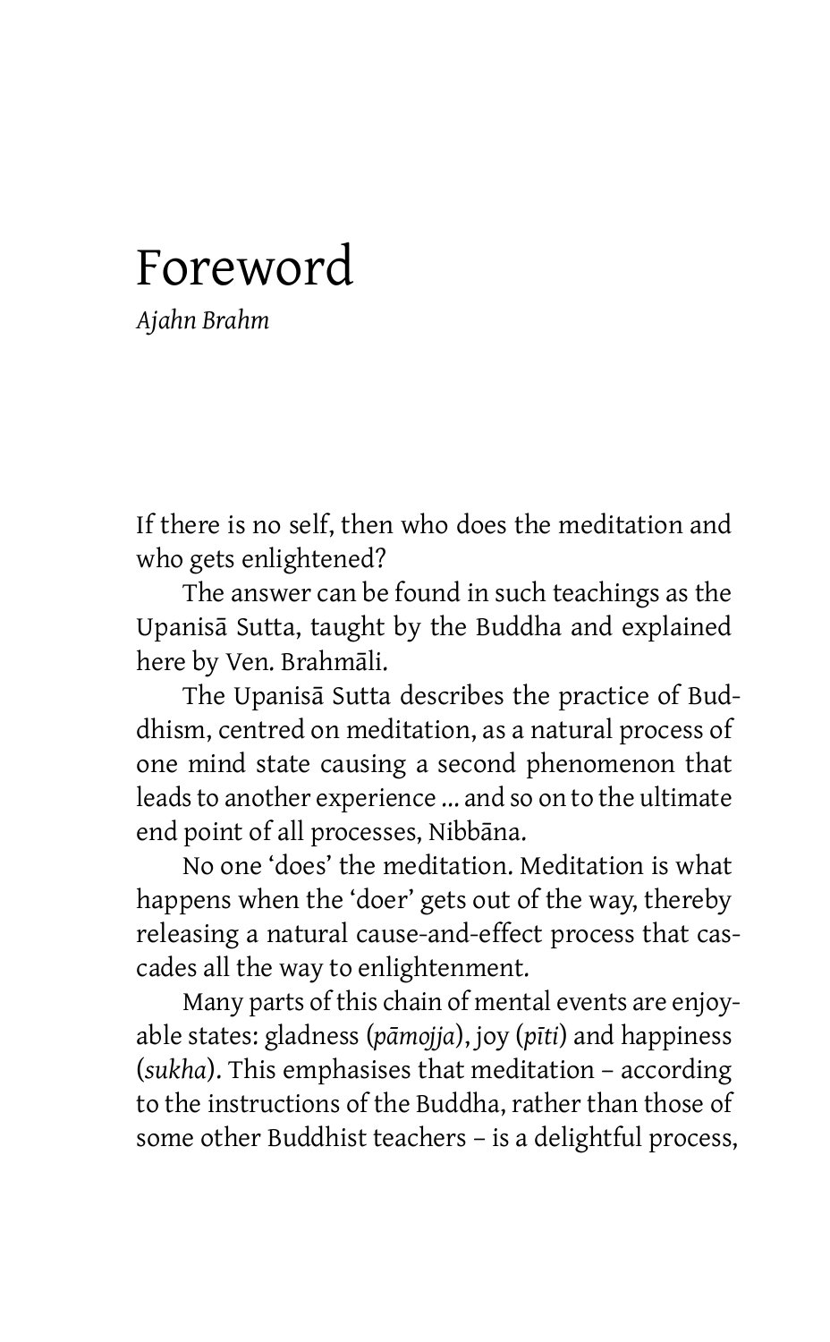# Foreword

*Ajahn Brahm*

If there is no self, then who does the meditation and who gets enlightened?

The answer can be found in such teachings as the Upanisā Sutta, taught by the Buddha and explained here by Ven. Brahmāli.

The Upanisā Sutta describes the practice of Buddhism, centred on meditation, as a natural process of one mind state causing a second phenomenon that leads to another experience ... and so on to the ultimate end point of all processes, Nibbāna.

No one 'does' the meditation. Meditation is what happens when the 'doer' gets out of the way, thereby releasing a natural cause-and-effect process that cascades all the way to enlightenment.

Many parts of this chain of mental events are enjoyable states: gladness (*pāmojja*), joy (*pīti*) and happiness (*sukha*). This emphasises that meditation – according to the instructions of the Buddha, rather than those of some other Buddhist teachers – is a delightful process,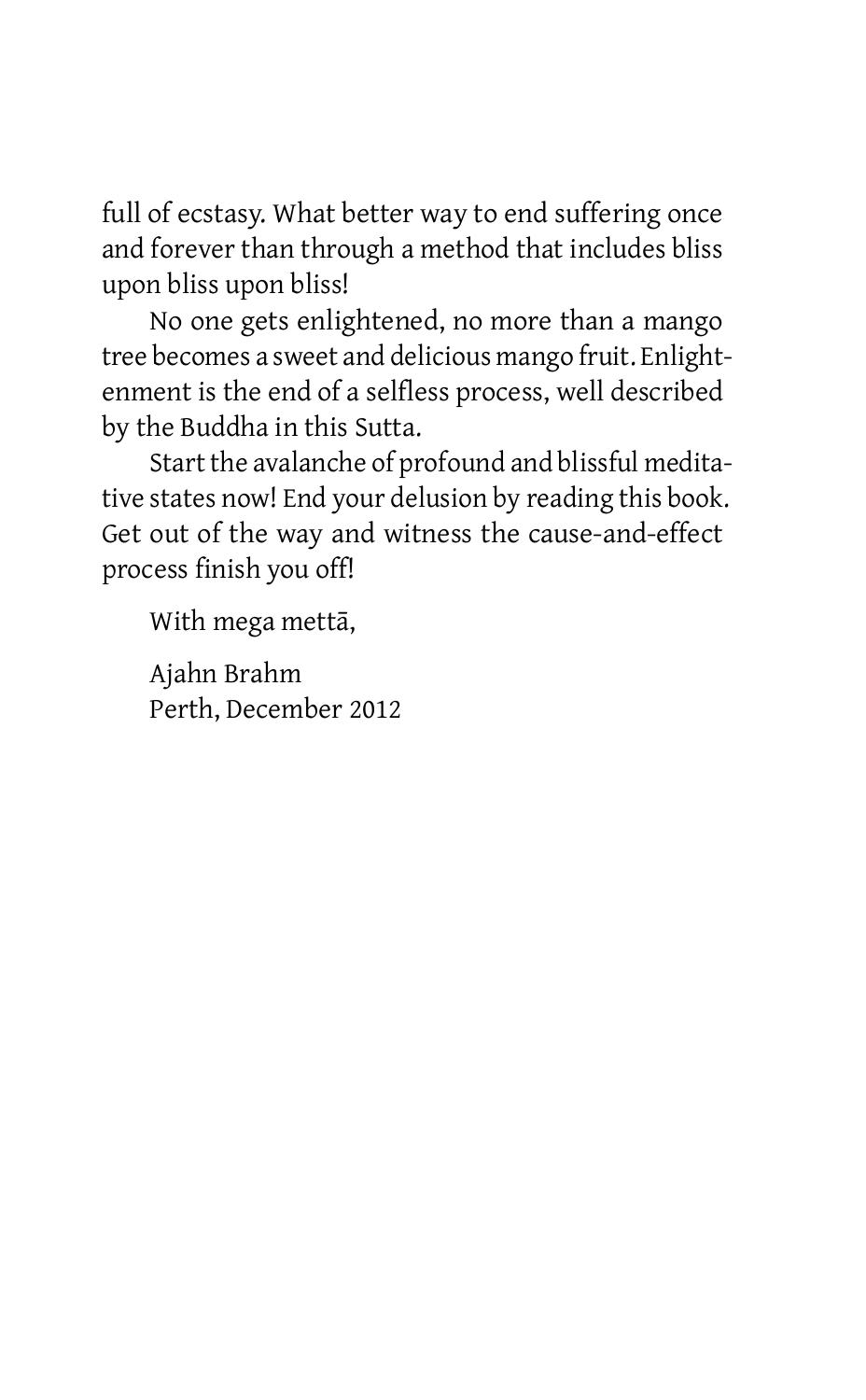full of ecstasy. What better way to end suffering once and forever than through a method that includes bliss upon bliss upon bliss!

No one gets enlightened, no more than a mango tree becomes a sweet and delicious mango fruit. Enlightenment is the end of a selfless process, well described by the Buddha in this Sutta.

Start the avalanche of profound and blissful meditative states now! End your delusion by reading this book. Get out of the way and witness the cause-and-effect process finish you off!

With mega mettā,

Ajahn Brahm
Perth, December 2012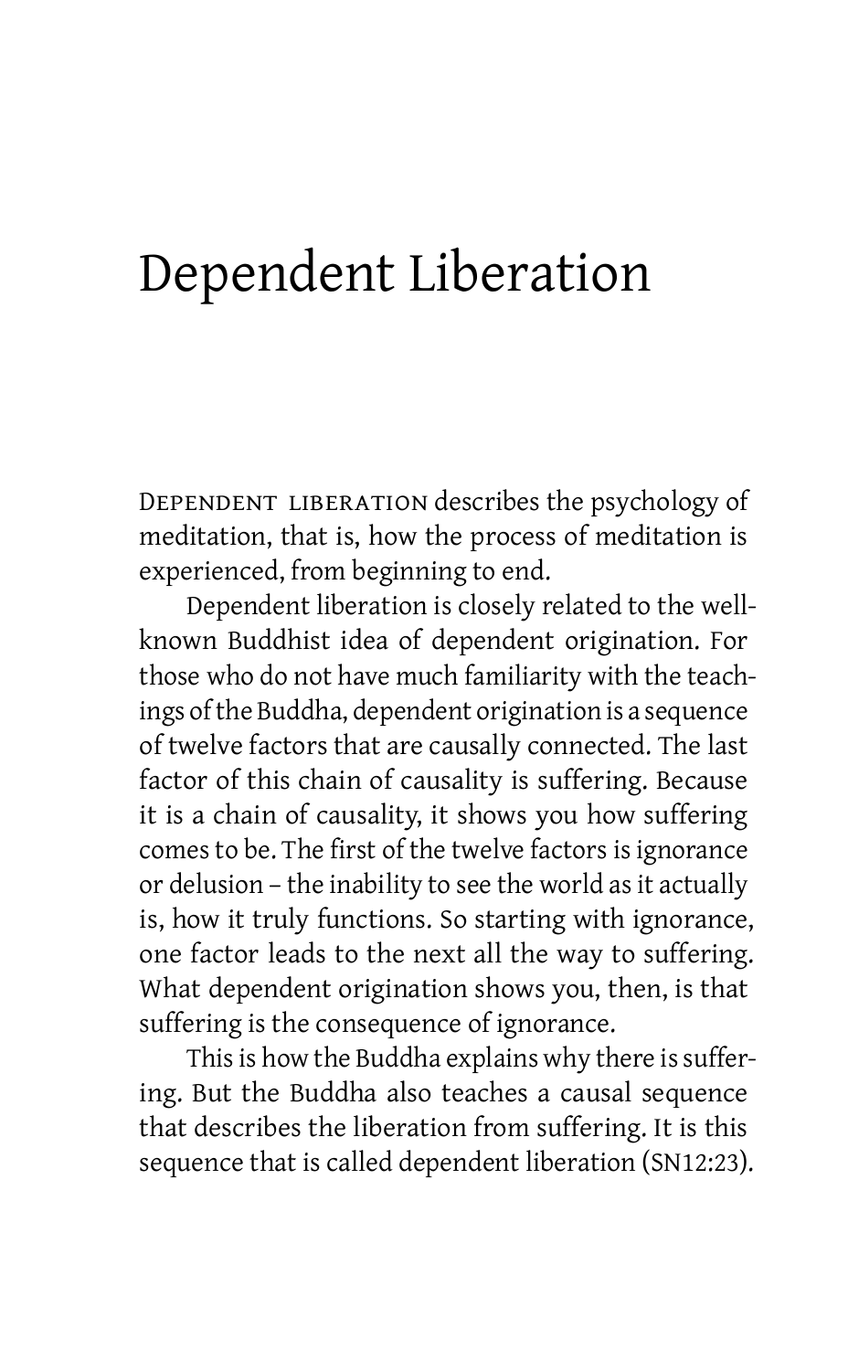# Dependent Liberation

DEPENDENT LIBERATION describes the psychology of meditation, that is, how the process of meditation is experienced, from beginning to end.

Dependent liberation is closely related to the well-known Buddhist idea of dependent origination. For those who do not have much familiarity with the teachings of the Buddha, dependent origination is a sequence of twelve factors that are causally connected. The last factor of this chain of causality is suffering. Because it is a chain of causality, it shows you how suffering comes to be. The first of the twelve factors is ignorance or delusion – the inability to see the world as it actually is, how it truly functions. So starting with ignorance, one factor leads to the next all the way to suffering. What dependent origination shows you, then, is that suffering is the consequence of ignorance.

This is how the Buddha explains why there is suffering. But the Buddha also teaches a causal sequence that describes the liberation from suffering. It is this sequence that is called dependent liberation (SN12:23).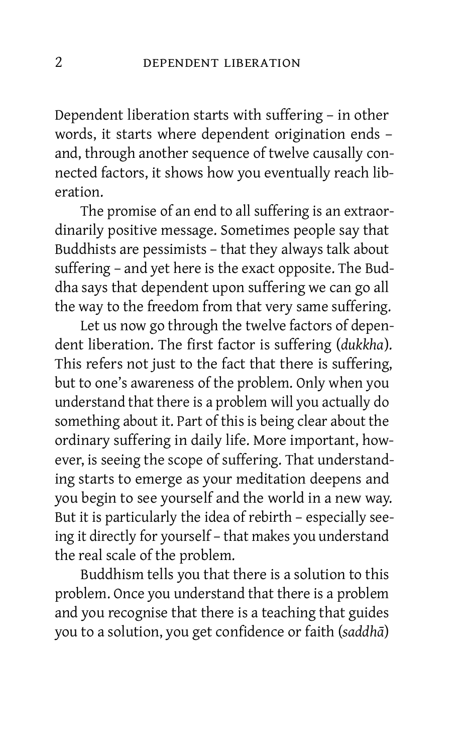Dependent liberation starts with suffering – in other words, it starts where dependent origination ends – and, through another sequence of twelve causally connected factors, it shows how you eventually reach liberation.

The promise of an end to all suffering is an extraordinarily positive message. Sometimes people say that Buddhists are pessimists – that they always talk about suffering – and yet here is the exact opposite. The Buddha says that dependent upon suffering we can go all the way to the freedom from that very same suffering.

Let us now go through the twelve factors of dependent liberation. The first factor is suffering (*dukkha*). This refers not just to the fact that there is suffering, but to one's awareness of the problem. Only when you understand that there is a problem will you actually do something about it. Part of this is being clear about the ordinary suffering in daily life. More important, however, is seeing the scope of suffering. That understanding starts to emerge as your meditation deepens and you begin to see yourself and the world in a new way. But it is particularly the idea of rebirth – especially seeing it directly for yourself – that makes you understand the real scale of the problem.

Buddhism tells you that there is a solution to this problem. Once you understand that there is a problem and you recognise that there is a teaching that guides you to a solution, you get confidence or faith (*saddhā*)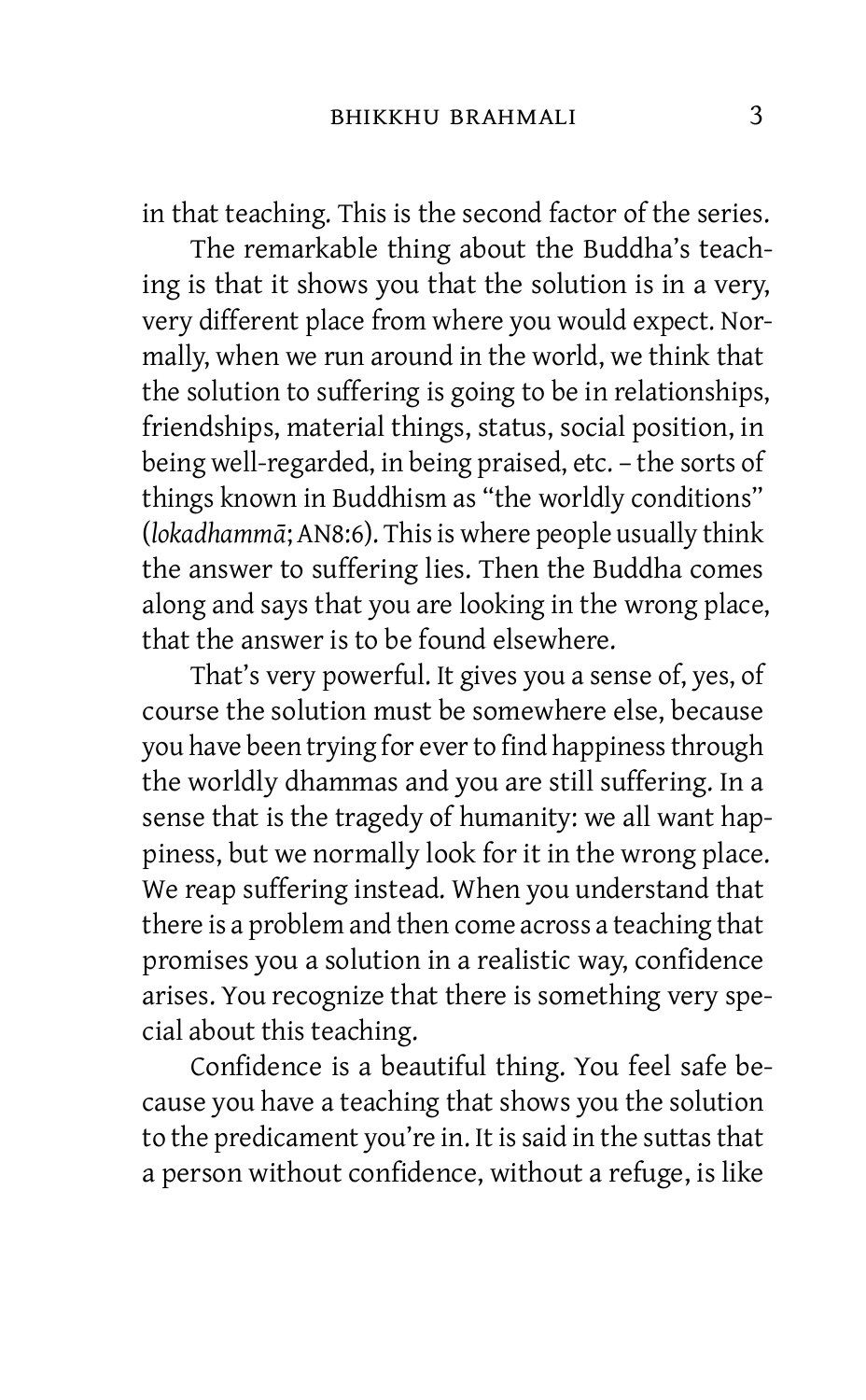in that teaching. This is the second factor of the series.

The remarkable thing about the Buddha's teaching is that it shows you that the solution is in a very, very different place from where you would expect. Normally, when we run around in the world, we think that the solution to suffering is going to be in relationships, friendships, material things, status, social position, in being well-regarded, in being praised, etc. – the sorts of things known in Buddhism as "the worldly conditions" (*lokadhammā*; AN8:6). This is where people usually think the answer to suffering lies. Then the Buddha comes along and says that you are looking in the wrong place, that the answer is to be found elsewhere.

That's very powerful. It gives you a sense of, yes, of course the solution must be somewhere else, because you have been trying for ever to find happiness through the worldly dhammas and you are still suffering. In a sense that is the tragedy of humanity: we all want happiness, but we normally look for it in the wrong place. We reap suffering instead. When you understand that there is a problem and then come across a teaching that promises you a solution in a realistic way, confidence arises. You recognize that there is something very special about this teaching.

Confidence is a beautiful thing. You feel safe because you have a teaching that shows you the solution to the predicament you're in. It is said in the suttas that a person without confidence, without a refuge, is like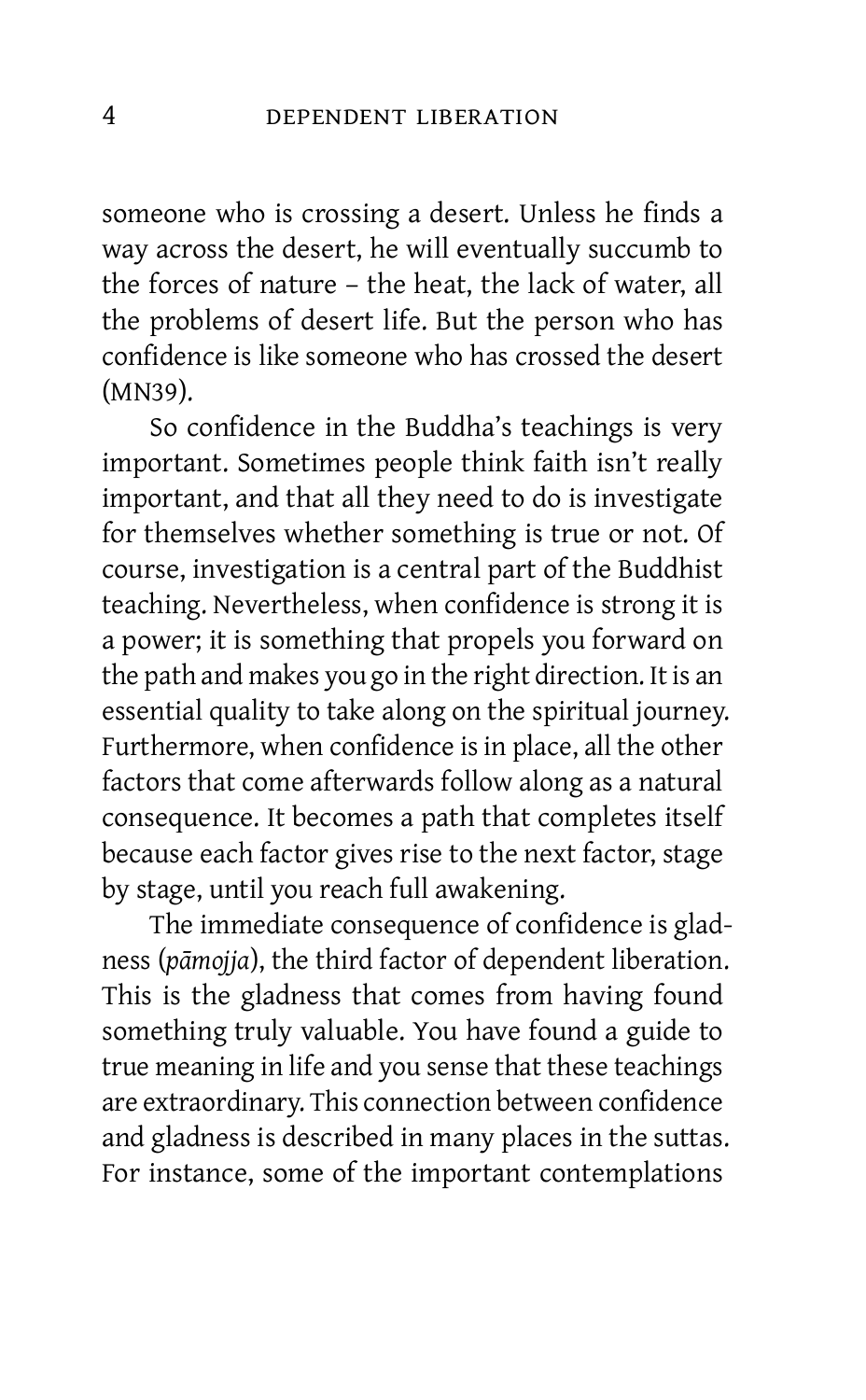someone who is crossing a desert. Unless he finds a way across the desert, he will eventually succumb to the forces of nature – the heat, the lack of water, all the problems of desert life. But the person who has confidence is like someone who has crossed the desert (MN39).

So confidence in the Buddha's teachings is very important. Sometimes people think faith isn't really important, and that all they need to do is investigate for themselves whether something is true or not. Of course, investigation is a central part of the Buddhist teaching. Nevertheless, when confidence is strong it is a power; it is something that propels you forward on the path and makes you go in the right direction. It is an essential quality to take along on the spiritual journey. Furthermore, when confidence is in place, all the other factors that come afterwards follow along as a natural consequence. It becomes a path that completes itself because each factor gives rise to the next factor, stage by stage, until you reach full awakening.

The immediate consequence of confidence is gladness (*pāmojja*), the third factor of dependent liberation. This is the gladness that comes from having found something truly valuable. You have found a guide to true meaning in life and you sense that these teachings are extraordinary. This connection between confidence and gladness is described in many places in the suttas. For instance, some of the important contemplations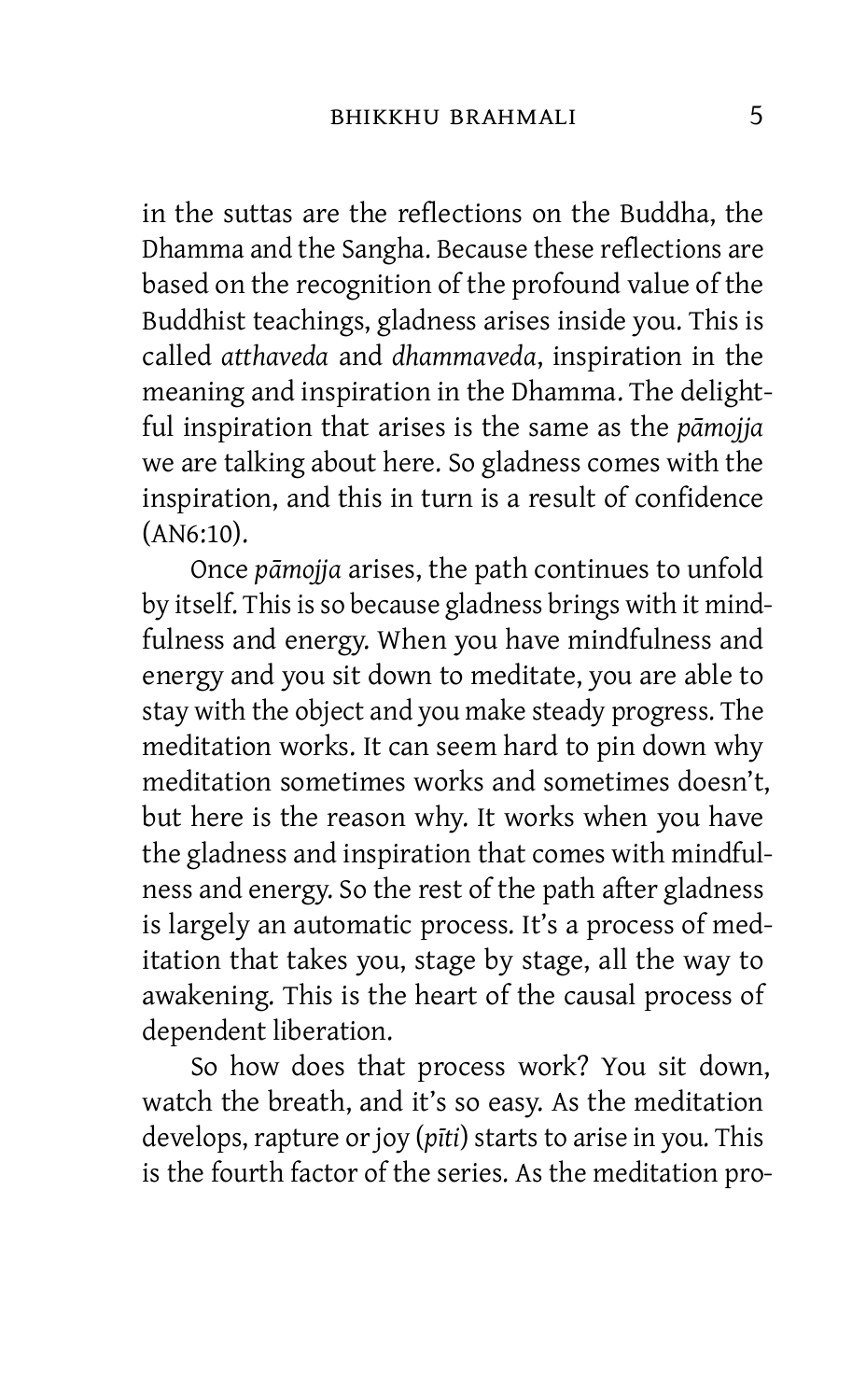in the suttas are the reflections on the Buddha, the Dhamma and the Sangha. Because these reflections are based on the recognition of the profound value of the Buddhist teachings, gladness arises inside you. This is called *atthaveda* and *dhammaveda*, inspiration in the meaning and inspiration in the Dhamma. The delightful inspiration that arises is the same as the *pāmojja* we are talking about here. So gladness comes with the inspiration, and this in turn is a result of confidence (AN6:10).

Once *pāmojja* arises, the path continues to unfold by itself. This is so because gladness brings with it mindfulness and energy. When you have mindfulness and energy and you sit down to meditate, you are able to stay with the object and you make steady progress. The meditation works. It can seem hard to pin down why meditation sometimes works and sometimes doesn't, but here is the reason why. It works when you have the gladness and inspiration that comes with mindfulness and energy. So the rest of the path after gladness is largely an automatic process. It's a process of meditation that takes you, stage by stage, all the way to awakening. This is the heart of the causal process of dependent liberation.

So how does that process work? You sit down, watch the breath, and it's so easy. As the meditation develops, rapture or joy (*pīti*) starts to arise in you. This is the fourth factor of the series. As the meditation pro-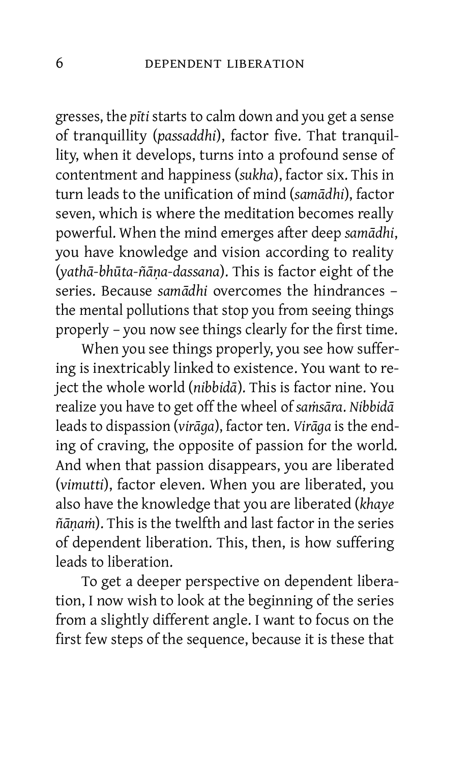gresses, the *pīti* starts to calm down and you get a sense of tranquillity (*passaddhi*), factor five. That tranquillity, when it develops, turns into a profound sense of contentment and happiness (*sukha*), factor six. This in turn leads to the unification of mind (*samādhi*), factor seven, which is where the meditation becomes really powerful. When the mind emerges after deep *samādhi*, you have knowledge and vision according to reality (*yathā-bhūta-ñāṇa-dassana*). This is factor eight of the series. Because *samādhi* overcomes the hindrances – the mental pollutions that stop you from seeing things properly – you now see things clearly for the first time.

When you see things properly, you see how suffering is inextricably linked to existence. You want to reject the whole world (*nibbidā*). This is factor nine. You realize you have to get off the wheel of *saṁsāra*. *Nibbidā* leads to dispassion (*virāga*), factor ten. *Virāga* is the ending of craving, the opposite of passion for the world. And when that passion disappears, you are liberated (*vimutti*), factor eleven. When you are liberated, you also have the knowledge that you are liberated (*khaye ñāṇaṁ*). This is the twelfth and last factor in the series of dependent liberation. This, then, is how suffering leads to liberation.

To get a deeper perspective on dependent liberation, I now wish to look at the beginning of the series from a slightly different angle. I want to focus on the first few steps of the sequence, because it is these that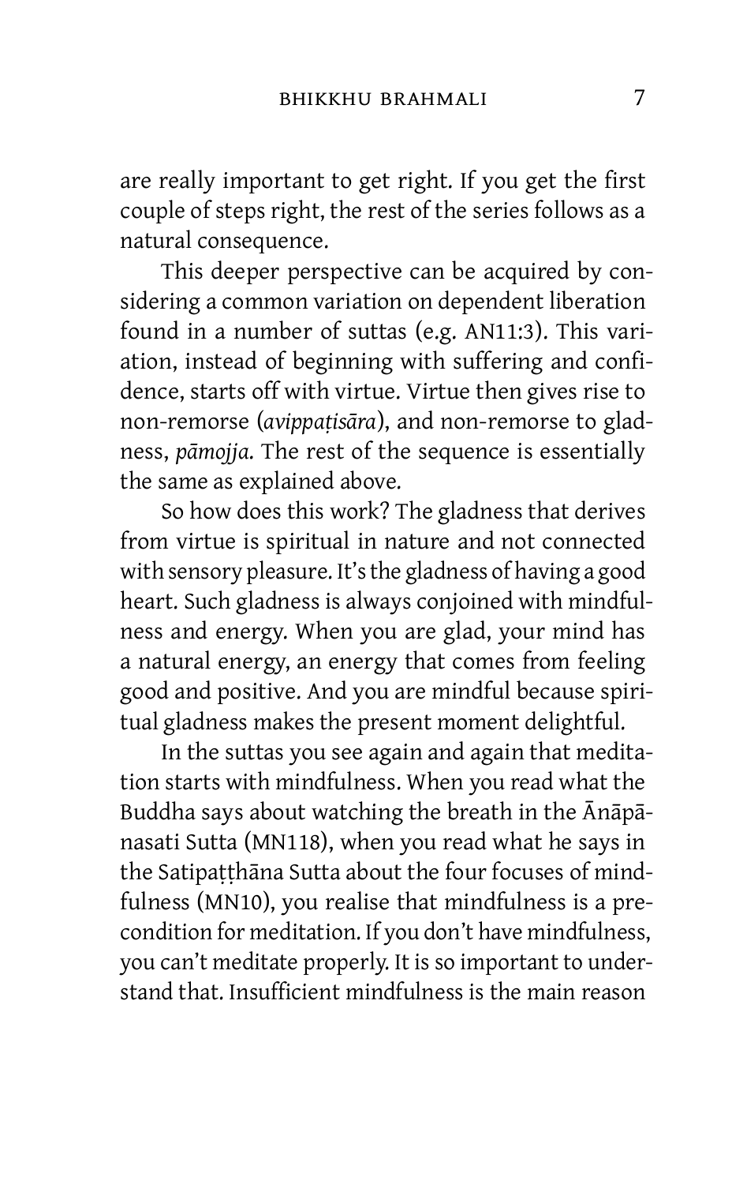are really important to get right. If you get the first couple of steps right, the rest of the series follows as a natural consequence.

This deeper perspective can be acquired by considering a common variation on dependent liberation found in a number of suttas (e.g. AN11:3). This variation, instead of beginning with suffering and confidence, starts off with virtue. Virtue then gives rise to non-remorse (*avippaṭisāra*), and non-remorse to gladness, *pāmojja*. The rest of the sequence is essentially the same as explained above.

So how does this work? The gladness that derives from virtue is spiritual in nature and not connected with sensory pleasure. It's the gladness of having a good heart. Such gladness is always conjoined with mindfulness and energy. When you are glad, your mind has a natural energy, an energy that comes from feeling good and positive. And you are mindful because spiritual gladness makes the present moment delightful.

In the suttas you see again and again that meditation starts with mindfulness. When you read what the Buddha says about watching the breath in the Ānāpānasati Sutta (MN118), when you read what he says in the Satipaṭṭhāna Sutta about the four focuses of mindfulness (MN10), you realise that mindfulness is a precondition for meditation. If you don't have mindfulness, you can't meditate properly. It is so important to understand that. Insufficient mindfulness is the main reason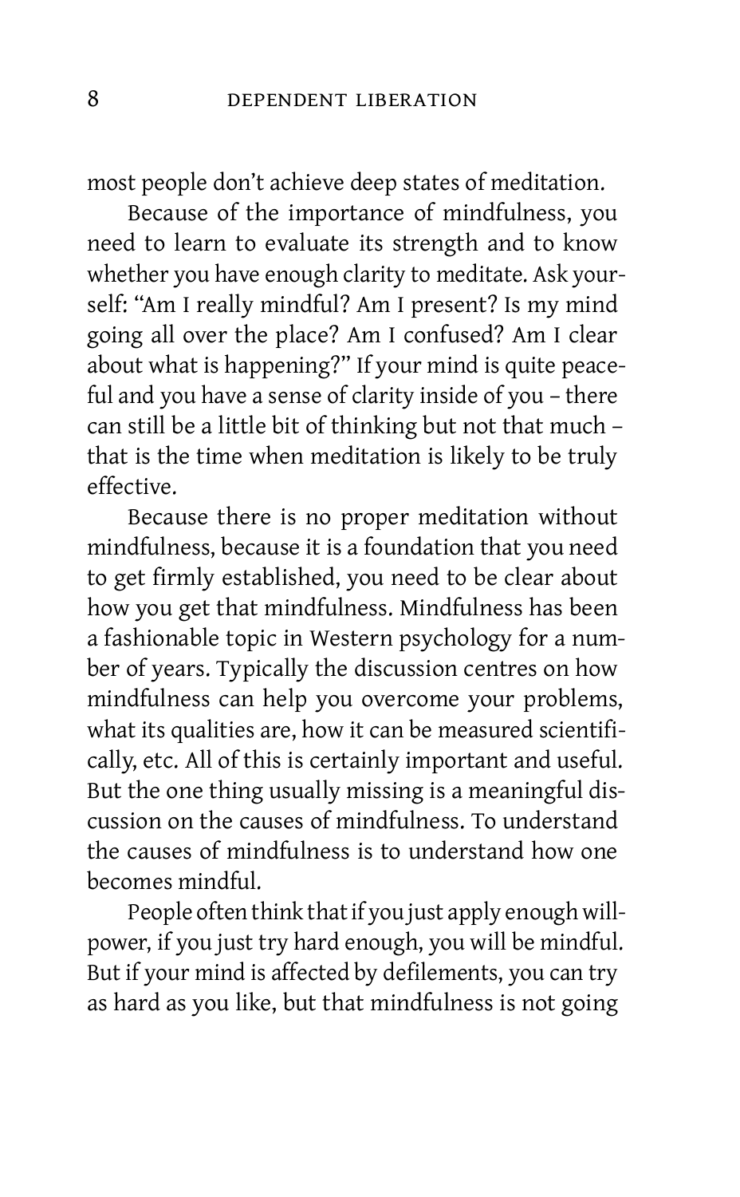most people don't achieve deep states of meditation.

Because of the importance of mindfulness, you need to learn to evaluate its strength and to know whether you have enough clarity to meditate. Ask yourself: "Am I really mindful? Am I present? Is my mind going all over the place? Am I confused? Am I clear about what is happening?" If your mind is quite peaceful and you have a sense of clarity inside of you – there can still be a little bit of thinking but not that much – that is the time when meditation is likely to be truly effective.

Because there is no proper meditation without mindfulness, because it is a foundation that you need to get firmly established, you need to be clear about how you get that mindfulness. Mindfulness has been a fashionable topic in Western psychology for a number of years. Typically the discussion centres on how mindfulness can help you overcome your problems, what its qualities are, how it can be measured scientifically, etc. All of this is certainly important and useful. But the one thing usually missing is a meaningful discussion on the causes of mindfulness. To understand the causes of mindfulness is to understand how one becomes mindful.

People often think that if you just apply enough willpower, if you just try hard enough, you will be mindful. But if your mind is affected by defilements, you can try as hard as you like, but that mindfulness is not going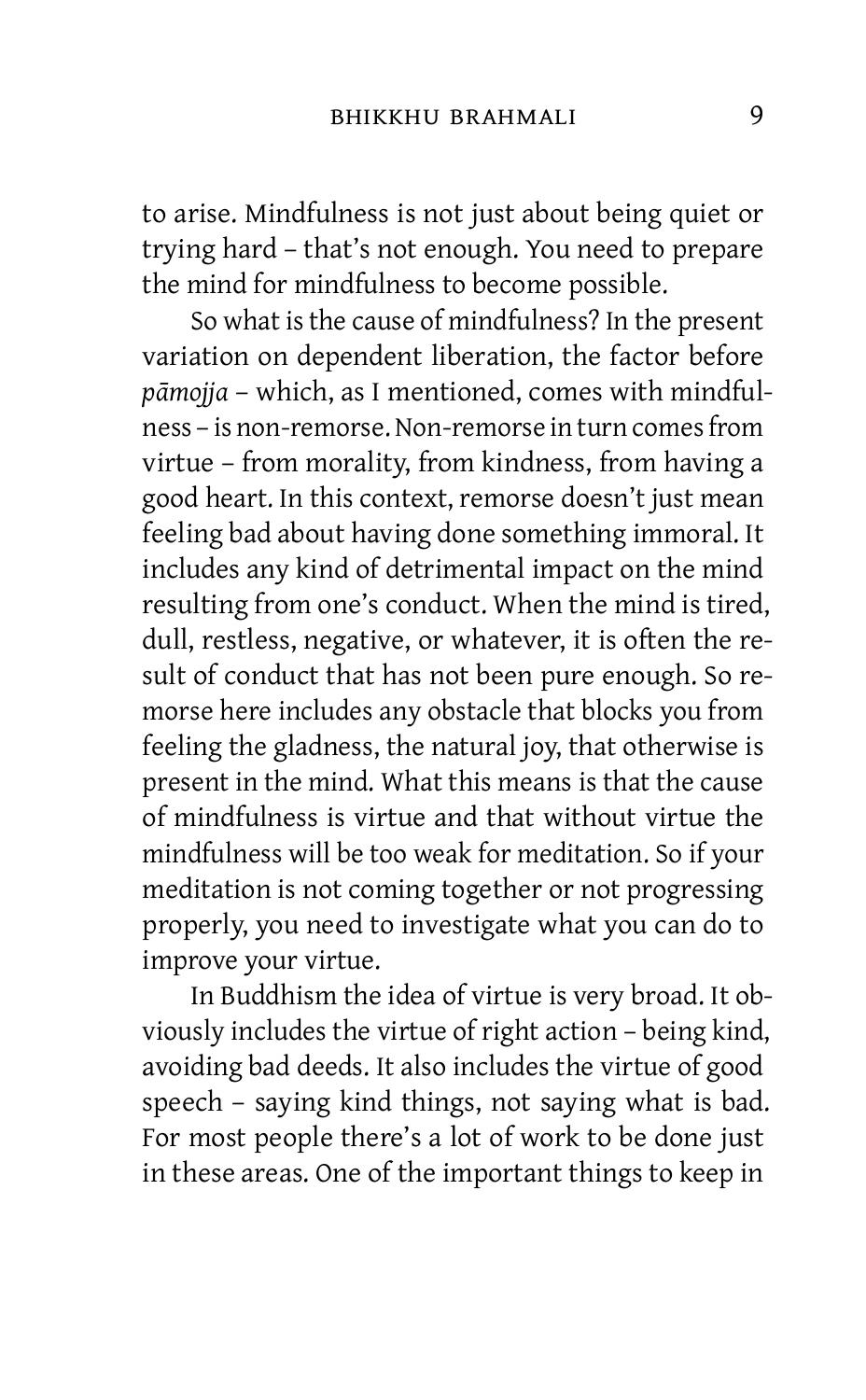to arise. Mindfulness is not just about being quiet or trying hard – that's not enough. You need to prepare the mind for mindfulness to become possible.

So what is the cause of mindfulness? In the present variation on dependent liberation, the factor before *pāmojja* – which, as I mentioned, comes with mindfulness – is non-remorse. Non-remorse in turn comes from virtue – from morality, from kindness, from having a good heart. In this context, remorse doesn't just mean feeling bad about having done something immoral. It includes any kind of detrimental impact on the mind resulting from one's conduct. When the mind is tired, dull, restless, negative, or whatever, it is often the result of conduct that has not been pure enough. So remorse here includes any obstacle that blocks you from feeling the gladness, the natural joy, that otherwise is present in the mind. What this means is that the cause of mindfulness is virtue and that without virtue the mindfulness will be too weak for meditation. So if your meditation is not coming together or not progressing properly, you need to investigate what you can do to improve your virtue.

In Buddhism the idea of virtue is very broad. It obviously includes the virtue of right action – being kind, avoiding bad deeds. It also includes the virtue of good speech – saying kind things, not saying what is bad. For most people there's a lot of work to be done just in these areas. One of the important things to keep in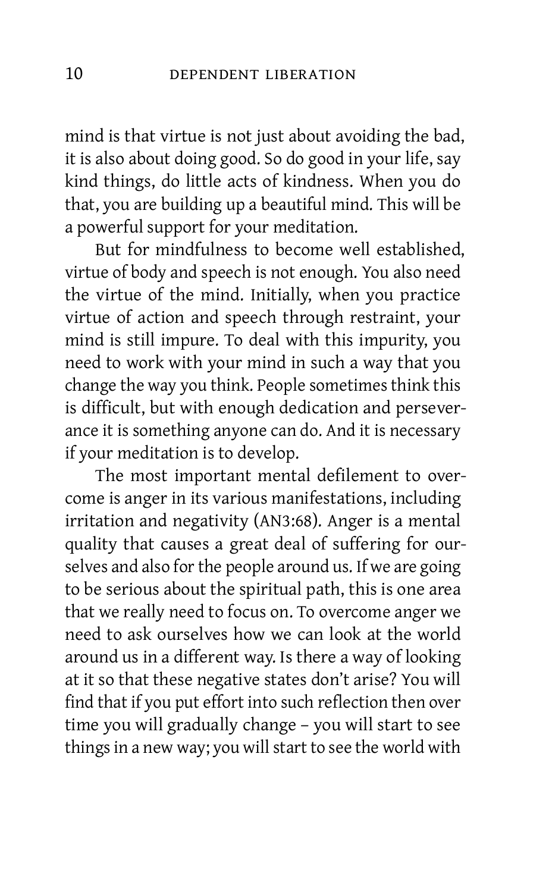mind is that virtue is not just about avoiding the bad, it is also about doing good. So do good in your life, say kind things, do little acts of kindness. When you do that, you are building up a beautiful mind. This will be a powerful support for your meditation.

But for mindfulness to become well established, virtue of body and speech is not enough. You also need the virtue of the mind. Initially, when you practice virtue of action and speech through restraint, your mind is still impure. To deal with this impurity, you need to work with your mind in such a way that you change the way you think. People sometimes think this is difficult, but with enough dedication and perseverance it is something anyone can do. And it is necessary if your meditation is to develop.

The most important mental defilement to overcome is anger in its various manifestations, including irritation and negativity (AN3:68). Anger is a mental quality that causes a great deal of suffering for ourselves and also for the people around us. If we are going to be serious about the spiritual path, this is one area that we really need to focus on. To overcome anger we need to ask ourselves how we can look at the world around us in a different way. Is there a way of looking at it so that these negative states don't arise? You will find that if you put effort into such reflection then over time you will gradually change – you will start to see things in a new way; you will start to see the world with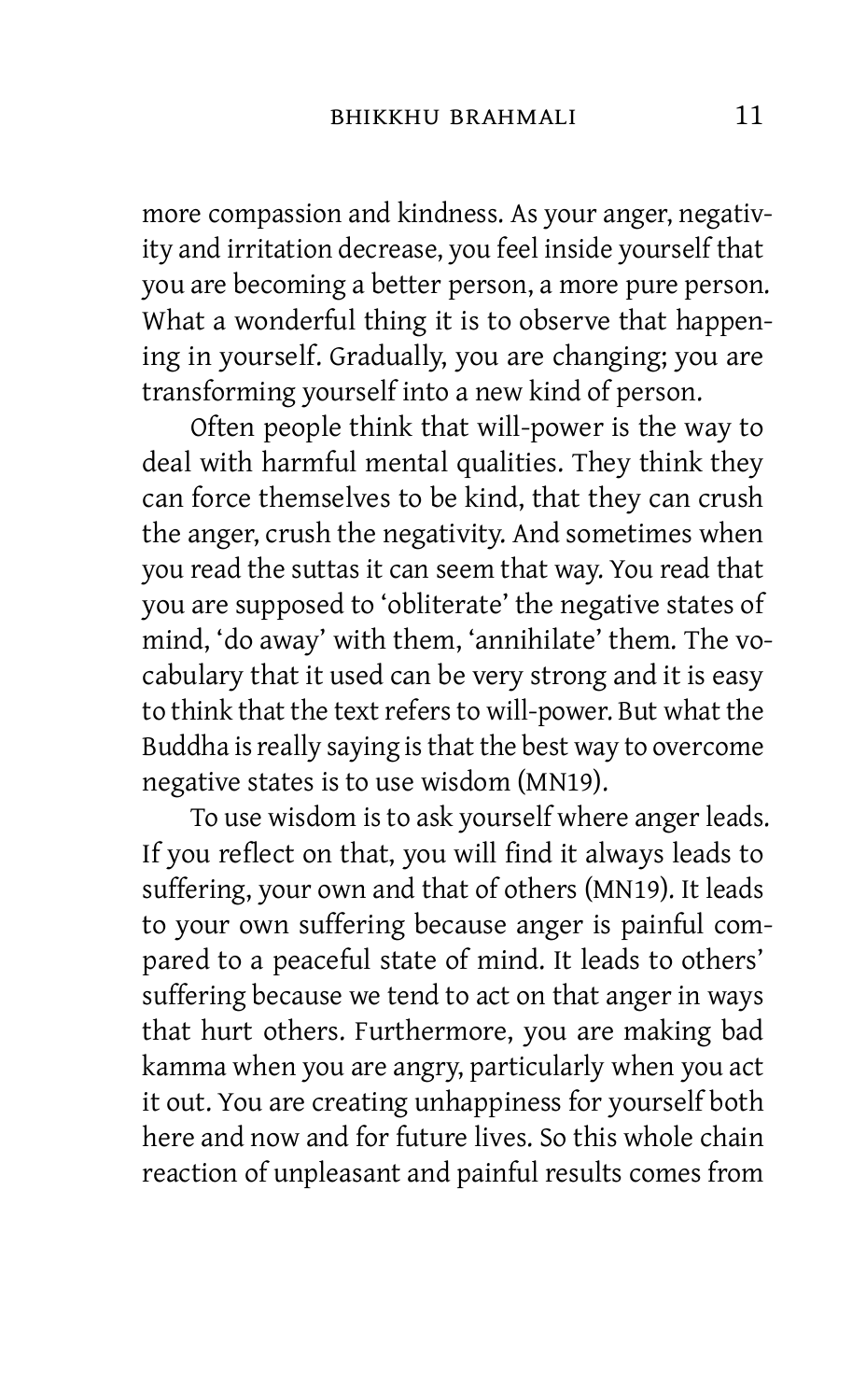more compassion and kindness. As your anger, negativity and irritation decrease, you feel inside yourself that you are becoming a better person, a more pure person. What a wonderful thing it is to observe that happening in yourself. Gradually, you are changing; you are transforming yourself into a new kind of person.

Often people think that will-power is the way to deal with harmful mental qualities. They think they can force themselves to be kind, that they can crush the anger, crush the negativity. And sometimes when you read the suttas it can seem that way. You read that you are supposed to 'obliterate' the negative states of mind, 'do away' with them, 'annihilate' them. The vocabulary that it used can be very strong and it is easy to think that the text refers to will-power. But what the Buddha is really saying is that the best way to overcome negative states is to use wisdom (MN19).

To use wisdom is to ask yourself where anger leads. If you reflect on that, you will find it always leads to suffering, your own and that of others (MN19). It leads to your own suffering because anger is painful compared to a peaceful state of mind. It leads to others' suffering because we tend to act on that anger in ways that hurt others. Furthermore, you are making bad kamma when you are angry, particularly when you act it out. You are creating unhappiness for yourself both here and now and for future lives. So this whole chain reaction of unpleasant and painful results comes from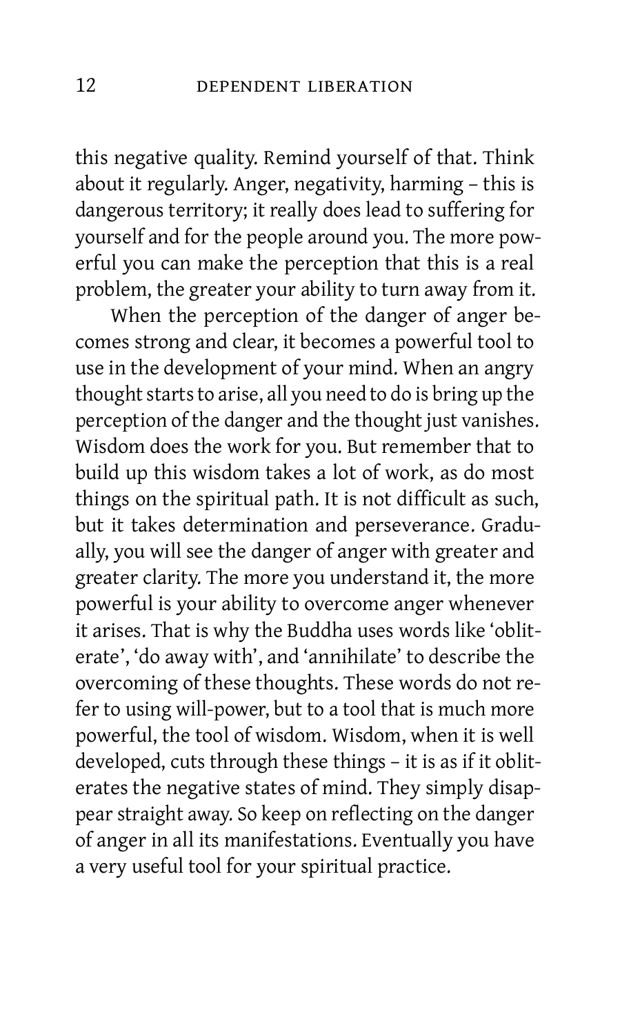this negative quality. Remind yourself of that. Think about it regularly. Anger, negativity, harming – this is dangerous territory; it really does lead to suffering for yourself and for the people around you. The more powerful you can make the perception that this is a real problem, the greater your ability to turn away from it.

When the perception of the danger of anger becomes strong and clear, it becomes a powerful tool to use in the development of your mind. When an angry thought starts to arise, all you need to do is bring up the perception of the danger and the thought just vanishes. Wisdom does the work for you. But remember that to build up this wisdom takes a lot of work, as do most things on the spiritual path. It is not difficult as such, but it takes determination and perseverance. Gradually, you will see the danger of anger with greater and greater clarity. The more you understand it, the more powerful is your ability to overcome anger whenever it arises. That is why the Buddha uses words like 'obliterate', 'do away with', and 'annihilate' to describe the overcoming of these thoughts. These words do not refer to using will-power, but to a tool that is much more powerful, the tool of wisdom. Wisdom, when it is well developed, cuts through these things – it is as if it obliterates the negative states of mind. They simply disappear straight away. So keep on reflecting on the danger of anger in all its manifestations. Eventually you have a very useful tool for your spiritual practice.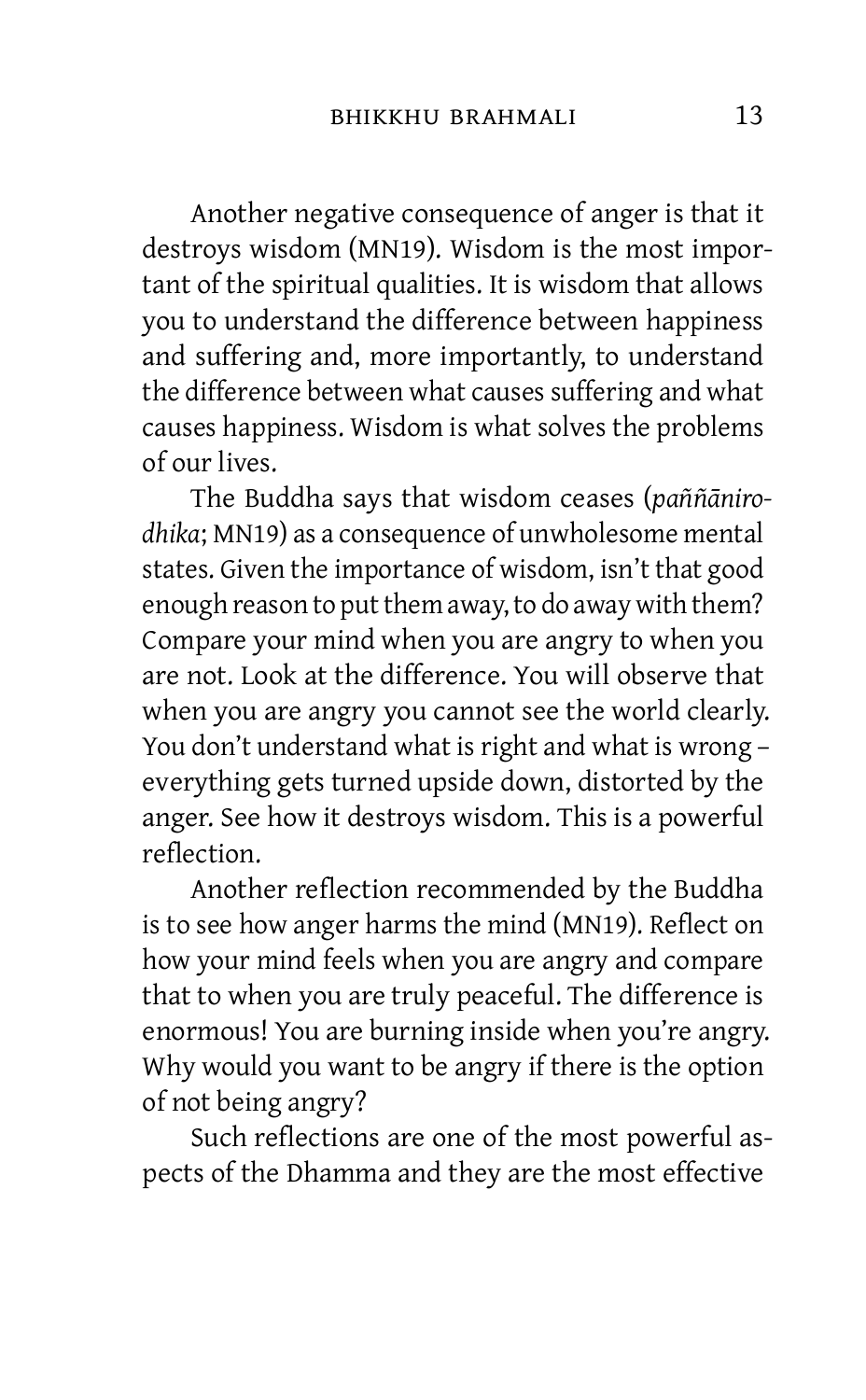Another negative consequence of anger is that it destroys wisdom (MN19). Wisdom is the most important of the spiritual qualities. It is wisdom that allows you to understand the difference between happiness and suffering and, more importantly, to understand the difference between what causes suffering and what causes happiness. Wisdom is what solves the problems of our lives.

The Buddha says that wisdom ceases (*paññānirodhika*; MN19) as a consequence of unwholesome mental states. Given the importance of wisdom, isn't that good enough reason to put them away, to do away with them? Compare your mind when you are angry to when you are not. Look at the difference. You will observe that when you are angry you cannot see the world clearly. You don't understand what is right and what is wrong – everything gets turned upside down, distorted by the anger. See how it destroys wisdom. This is a powerful reflection.

Another reflection recommended by the Buddha is to see how anger harms the mind (MN19). Reflect on how your mind feels when you are angry and compare that to when you are truly peaceful. The difference is enormous! You are burning inside when you're angry. Why would you want to be angry if there is the option of not being angry?

Such reflections are one of the most powerful aspects of the Dhamma and they are the most effective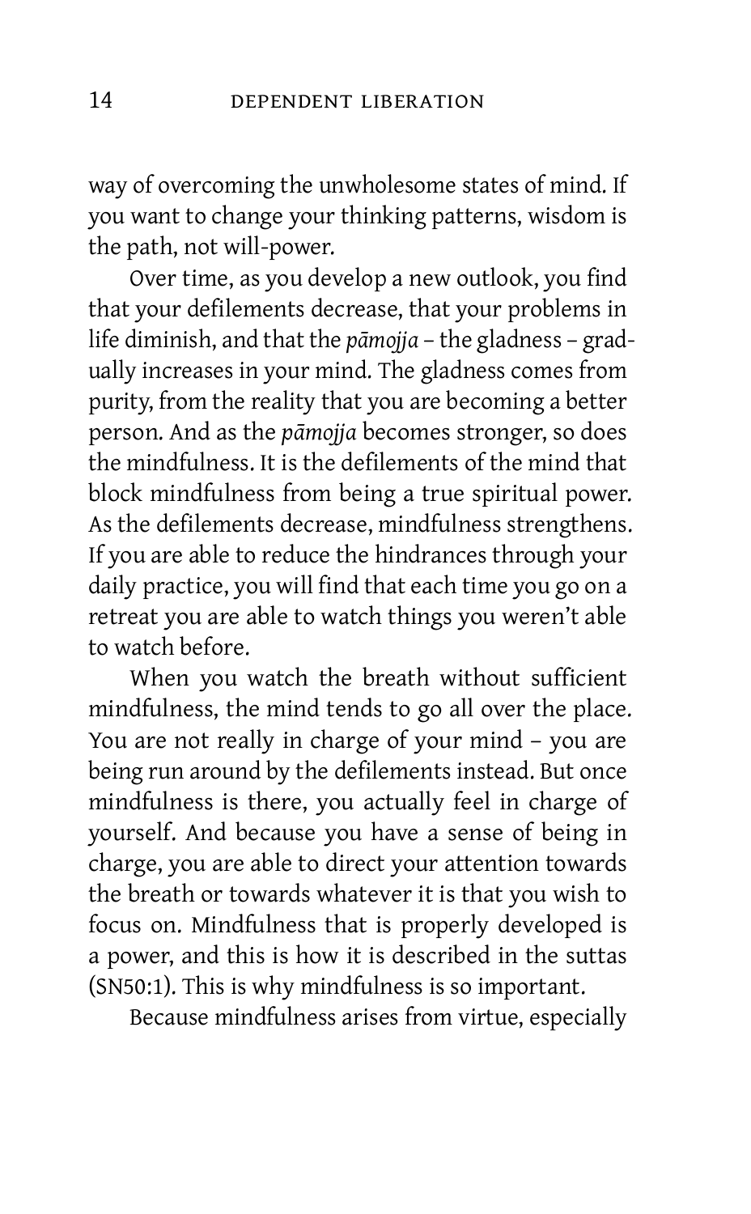way of overcoming the unwholesome states of mind. If you want to change your thinking patterns, wisdom is the path, not will-power.

Over time, as you develop a new outlook, you find that your defilements decrease, that your problems in life diminish, and that the *pāmojja* – the gladness – gradually increases in your mind. The gladness comes from purity, from the reality that you are becoming a better person. And as the *pāmojja* becomes stronger, so does the mindfulness. It is the defilements of the mind that block mindfulness from being a true spiritual power. As the defilements decrease, mindfulness strengthens. If you are able to reduce the hindrances through your daily practice, you will find that each time you go on a retreat you are able to watch things you weren't able to watch before.

When you watch the breath without sufficient mindfulness, the mind tends to go all over the place. You are not really in charge of your mind – you are being run around by the defilements instead. But once mindfulness is there, you actually feel in charge of yourself. And because you have a sense of being in charge, you are able to direct your attention towards the breath or towards whatever it is that you wish to focus on. Mindfulness that is properly developed is a power, and this is how it is described in the suttas (SN50:1). This is why mindfulness is so important.

Because mindfulness arises from virtue, especially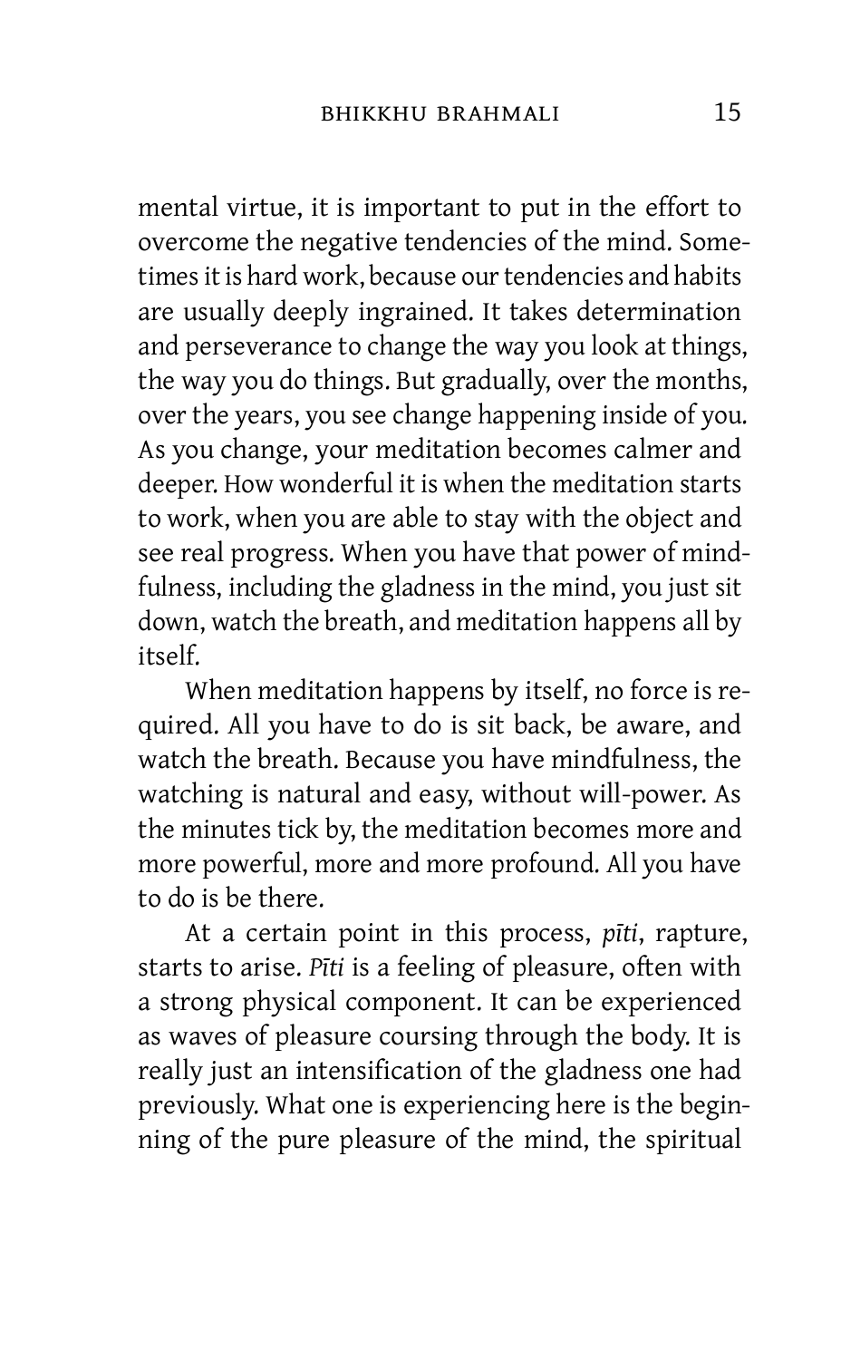mental virtue, it is important to put in the effort to overcome the negative tendencies of the mind. Sometimes it is hard work, because our tendencies and habits are usually deeply ingrained. It takes determination and perseverance to change the way you look at things, the way you do things. But gradually, over the months, over the years, you see change happening inside of you. As you change, your meditation becomes calmer and deeper. How wonderful it is when the meditation starts to work, when you are able to stay with the object and see real progress. When you have that power of mindfulness, including the gladness in the mind, you just sit down, watch the breath, and meditation happens all by itself.

When meditation happens by itself, no force is required. All you have to do is sit back, be aware, and watch the breath. Because you have mindfulness, the watching is natural and easy, without will-power. As the minutes tick by, the meditation becomes more and more powerful, more and more profound. All you have to do is be there.

At a certain point in this process, *pīti*, rapture, starts to arise. *Pīti* is a feeling of pleasure, often with a strong physical component. It can be experienced as waves of pleasure coursing through the body. It is really just an intensification of the gladness one had previously. What one is experiencing here is the beginning of the pure pleasure of the mind, the spiritual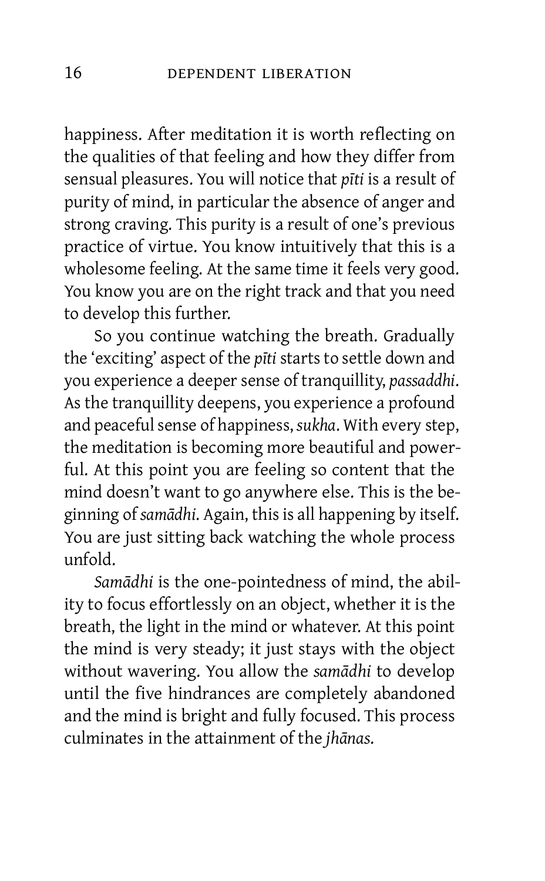happiness. After meditation it is worth reflecting on the qualities of that feeling and how they differ from sensual pleasures. You will notice that *pīti* is a result of purity of mind, in particular the absence of anger and strong craving. This purity is a result of one's previous practice of virtue. You know intuitively that this is a wholesome feeling. At the same time it feels very good. You know you are on the right track and that you need to develop this further.

So you continue watching the breath. Gradually the 'exciting' aspect of the *pīti* starts to settle down and you experience a deeper sense of tranquillity, *passaddhi*. As the tranquillity deepens, you experience a profound and peaceful sense of happiness, *sukha*. With every step, the meditation is becoming more beautiful and powerful. At this point you are feeling so content that the mind doesn't want to go anywhere else. This is the beginning of *samādhi*. Again, this is all happening by itself. You are just sitting back watching the whole process unfold.

*Samādhi* is the one-pointedness of mind, the ability to focus effortlessly on an object, whether it is the breath, the light in the mind or whatever. At this point the mind is very steady; it just stays with the object without wavering. You allow the *samādhi* to develop until the five hindrances are completely abandoned and the mind is bright and fully focused. This process culminates in the attainment of the *jhānas*.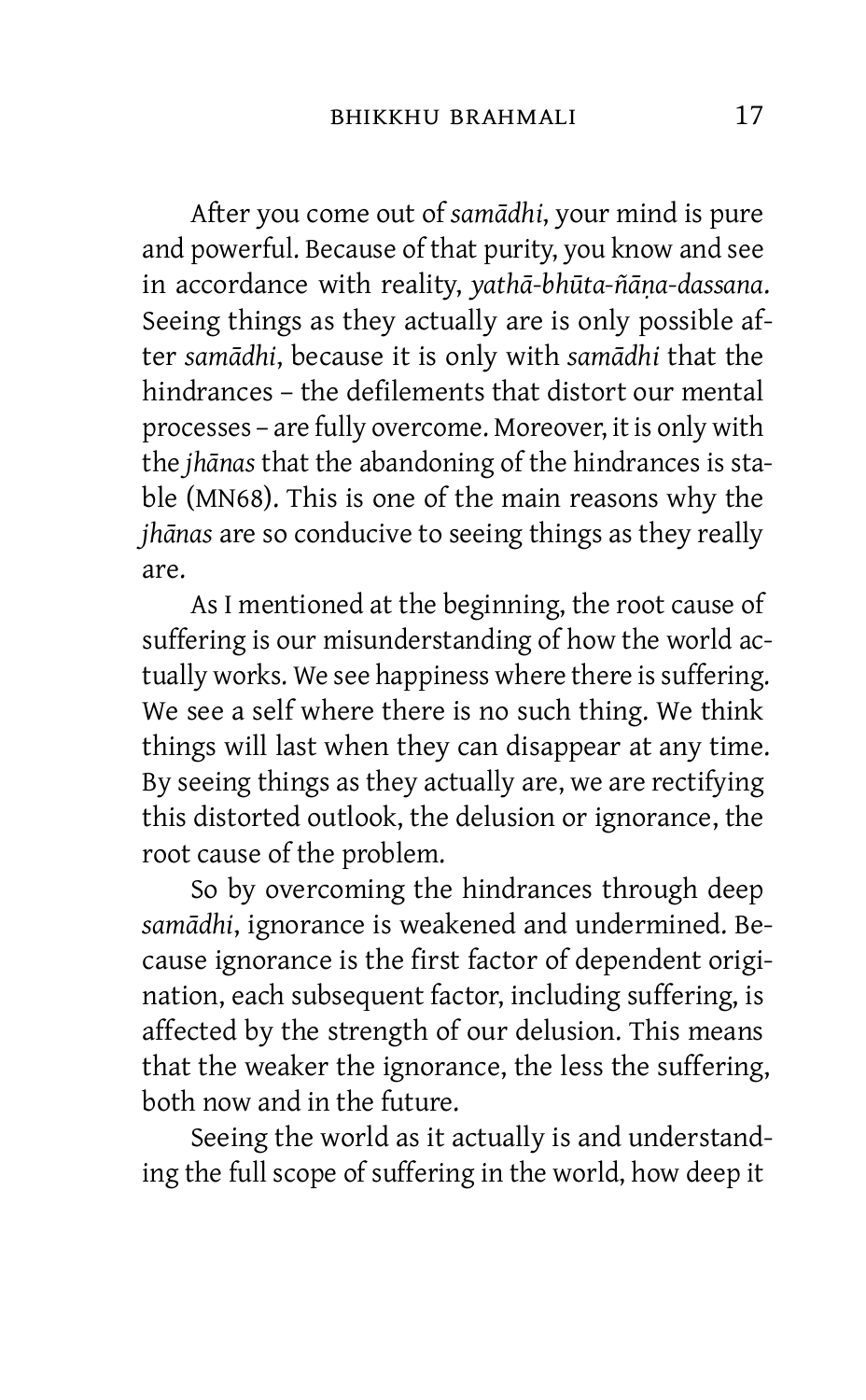After you come out of *samādhi*, your mind is pure and powerful. Because of that purity, you know and see in accordance with reality, *yathā-bhūta-ñāṇa-dassana*. Seeing things as they actually are is only possible after *samādhi*, because it is only with *samādhi* that the hindrances – the defilements that distort our mental processes – are fully overcome. Moreover, it is only with the *jhānas* that the abandoning of the hindrances is stable (MN68). This is one of the main reasons why the *jhānas* are so conducive to seeing things as they really are.

As I mentioned at the beginning, the root cause of suffering is our misunderstanding of how the world actually works. We see happiness where there is suffering. We see a self where there is no such thing. We think things will last when they can disappear at any time. By seeing things as they actually are, we are rectifying this distorted outlook, the delusion or ignorance, the root cause of the problem.

So by overcoming the hindrances through deep *samādhi*, ignorance is weakened and undermined. Because ignorance is the first factor of dependent origination, each subsequent factor, including suffering, is affected by the strength of our delusion. This means that the weaker the ignorance, the less the suffering, both now and in the future.

Seeing the world as it actually is and understanding the full scope of suffering in the world, how deep it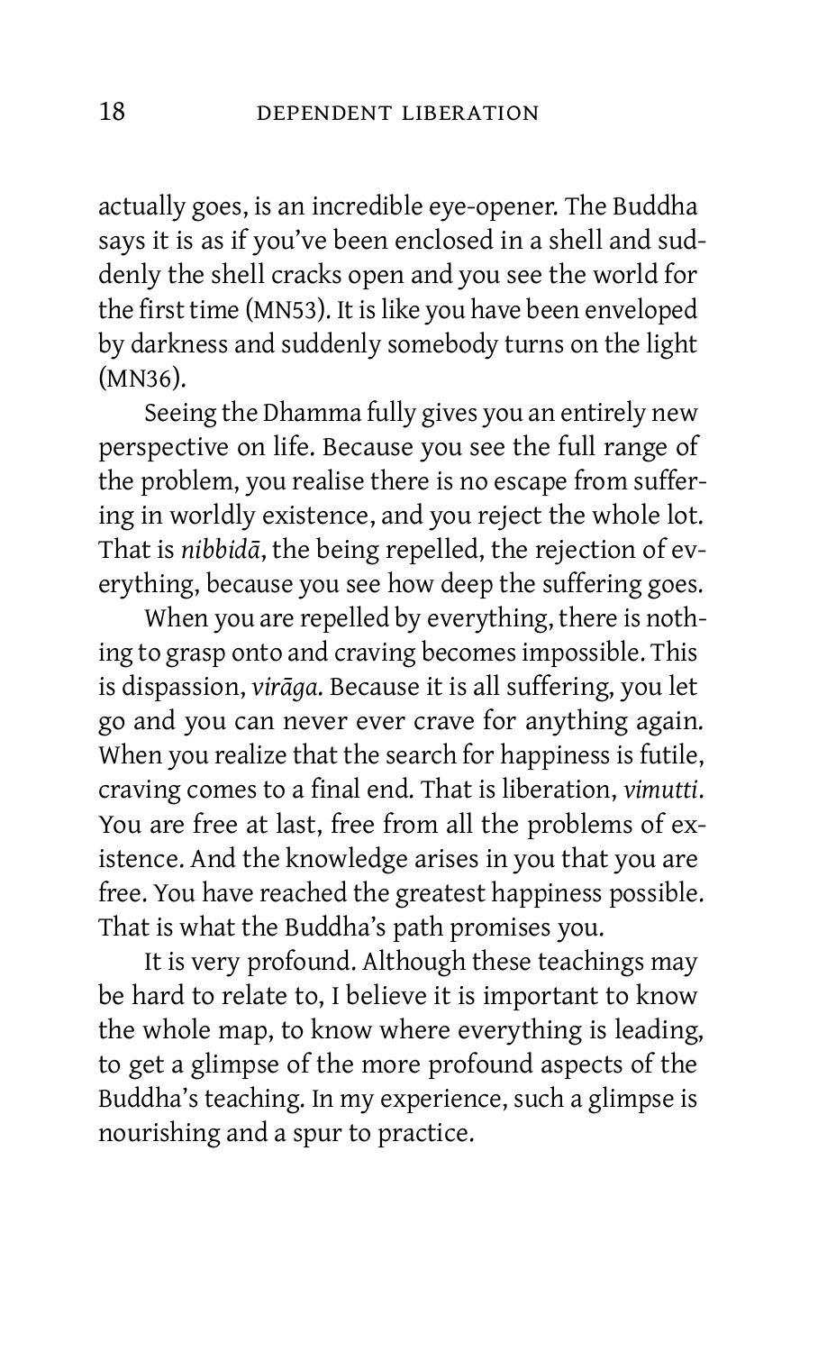actually goes, is an incredible eye-opener. The Buddha says it is as if you've been enclosed in a shell and suddenly the shell cracks open and you see the world for the first time (MN53). It is like you have been enveloped by darkness and suddenly somebody turns on the light (MN36).

Seeing the Dhamma fully gives you an entirely new perspective on life. Because you see the full range of the problem, you realise there is no escape from suffering in worldly existence, and you reject the whole lot. That is *nibbidā*, the being repelled, the rejection of everything, because you see how deep the suffering goes.

When you are repelled by everything, there is nothing to grasp onto and craving becomes impossible. This is dispassion, *virāga*. Because it is all suffering, you let go and you can never ever crave for anything again. When you realize that the search for happiness is futile, craving comes to a final end. That is liberation, *vimutti*. You are free at last, free from all the problems of existence. And the knowledge arises in you that you are free. You have reached the greatest happiness possible. That is what the Buddha's path promises you.

It is very profound. Although these teachings may be hard to relate to, I believe it is important to know the whole map, to know where everything is leading, to get a glimpse of the more profound aspects of the Buddha's teaching. In my experience, such a glimpse is nourishing and a spur to practice.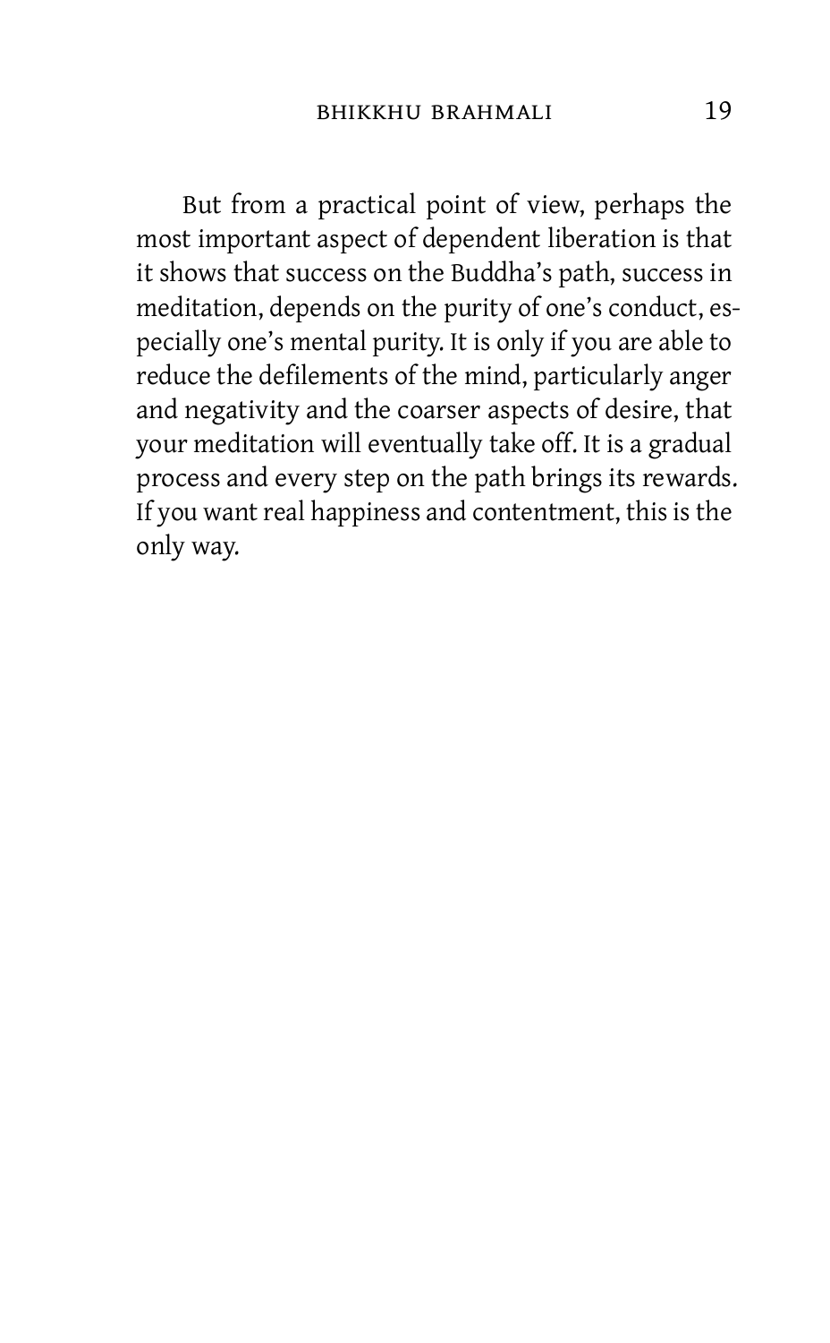But from a practical point of view, perhaps the most important aspect of dependent liberation is that it shows that success on the Buddha's path, success in meditation, depends on the purity of one's conduct, especially one's mental purity. It is only if you are able to reduce the defilements of the mind, particularly anger and negativity and the coarser aspects of desire, that your meditation will eventually take off. It is a gradual process and every step on the path brings its rewards. If you want real happiness and contentment, this is the only way.